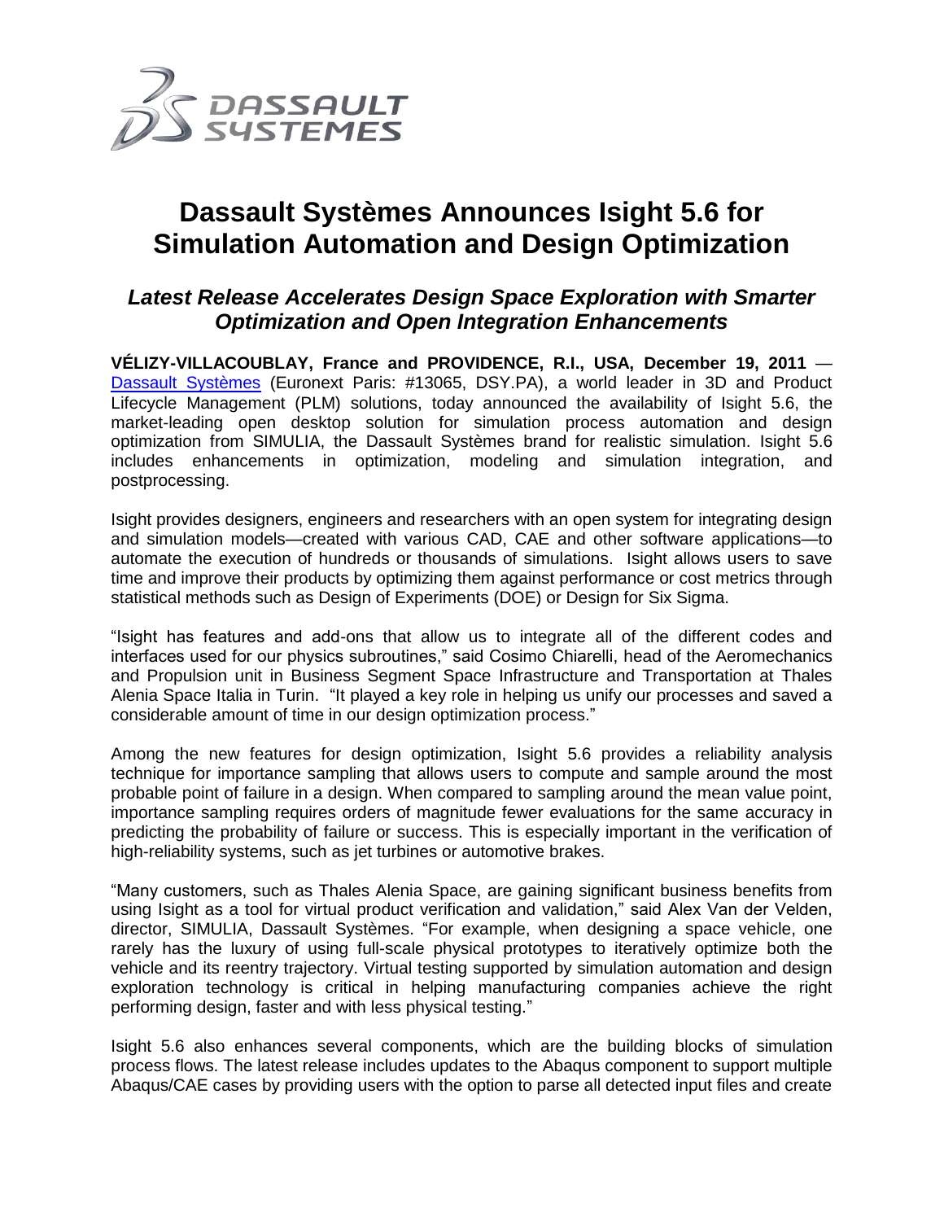# Dassault Systèmes Announces Isight 5.6 for Simulation Automation and Design Optimization

## *Latest Release Accelerates Design Space Exploration with Smarter Optimization and Open Integration Enhancements*

**VÉLIZY-VILLACOUBLAY, France and PROVIDENCE, R.I., USA, December 19, 2011** — Dassault Systèmes (Euronext Paris: #13065, DSY.PA), a world leader in 3D and Product Lifecycle Management (PLM) solutions, today announced the availability of Isight 5.6, the market-leading open desktop solution for simulation process automation and design optimization from SIMULIA, the Dassault Systèmes brand for realistic simulation. Isight 5.6 includes enhancements in optimization, modeling and simulation integration, and postprocessing.

Isight provides designers, engineers and researchers with an open system for integrating design and simulation models—created with various CAD, CAE and other software applications—to automate the execution of hundreds or thousands of simulations. Isight allows users to save time and improve their products by optimizing them against performance or cost metrics through statistical methods such as Design of Experiments (DOE) or Design for Six Sigma.

"Isight has features and add-ons that allow us to integrate all of the different codes and interfaces used for our physics subroutines," said Cosimo Chiarelli, head of the Aeromechanics and Propulsion unit in Business Segment Space Infrastructure and Transportation at Thales Alenia Space Italia in Turin. "It played a key role in helping us unify our processes and saved a considerable amount of time in our design optimization process."

Among the new features for design optimization, Isight 5.6 provides a reliability analysis technique for importance sampling that allows users to compute and sample around the most probable point of failure in a design. When compared to sampling around the mean value point, importance sampling requires orders of magnitude fewer evaluations for the same accuracy in predicting the probability of failure or success. This is especially important in the verification of high-reliability systems, such as jet turbines or automotive brakes.

"Many customers, such as Thales Alenia Space, are gaining significant business benefits from using Isight as a tool for virtual product verification and validation," said Alex Van der Velden, director, SIMULIA, Dassault Systèmes. "For example, when designing a space vehicle, one rarely has the luxury of using full-scale physical prototypes to iteratively optimize both the vehicle and its reentry trajectory. Virtual testing supported by simulation automation and design exploration technology is critical in helping manufacturing companies achieve the right performing design, faster and with less physical testing."

Isight 5.6 also enhances several components, which are the building blocks of simulation process flows. The latest release includes updates to the Abaqus component to support multiple Abaqus/CAE cases by providing users with the option to parse all detected input files and create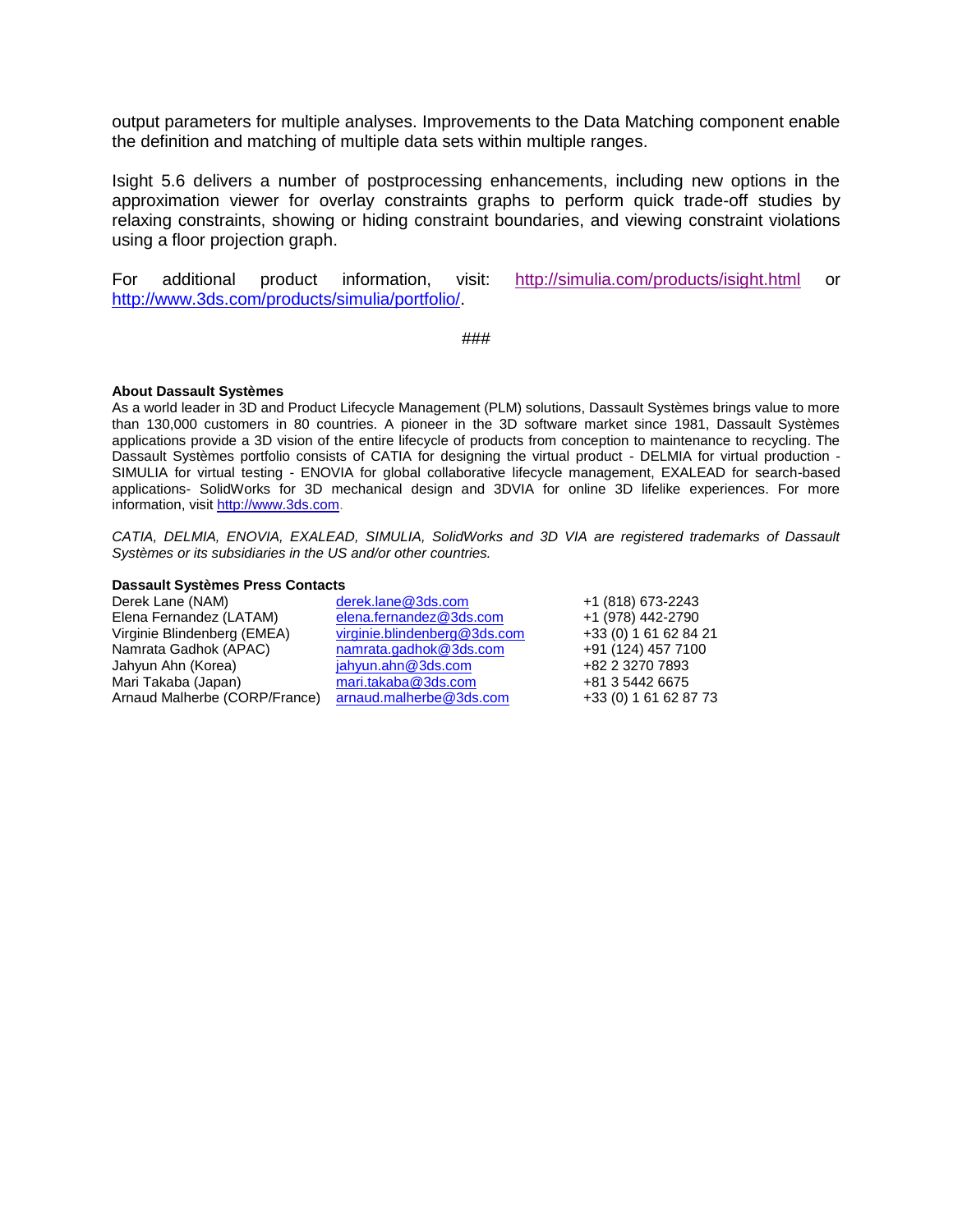output parameters for multiple analyses. Improvements to the Data Matching component enable the definition and matching of multiple data sets within multiple ranges.

Isight 5.6 delivers a number of postprocessing enhancements, including new options in the approximation viewer for overlay constraints graphs to perform quick trade-off studies by relaxing constraints, showing or hiding constraint boundaries, and viewing constraint violations using a floor projection graph.

For additional product information, visit: http://simulia.com/products/isight.html or http://www.3ds.com/products/simulia/portfolio/.

###

**About Dassault Systèmes**

As a world leader in 3D and Product Lifecycle Management (PLM) solutions, Dassault Systèmes brings value to more than 130,000 customers in 80 countries. A pioneer in the 3D software market since 1981, Dassault Systèmes applications provide a 3D vision of the entire lifecycle of products from conception to maintenance to recycling. The Dassault Systèmes portfolio consists of CATIA for designing the virtual product - DELMIA for virtual production - SIMULIA for virtual testing - ENOVIA for global collaborative lifecycle management, EXALEAD for search-based applications- SolidWorks for 3D mechanical design and 3DVIA for online 3D lifelike experiences. For more information, visit http://www.3ds.com.

*CATIA, DELMIA, ENOVIA, EXALEAD, SIMULIA, SolidWorks and 3D VIA are registered trademarks of Dassault Systèmes or its subsidiaries in the US and/or other countries.*

**Dassault Systèmes Press Contacts**

| | | |
|---|---|---|
| Derek Lane (NAM) | derek.lane@3ds.com | +1 (818) 673-2243 |
| Elena Fernandez (LATAM) | elena.fernandez@3ds.com | +1 (978) 442-2790 |
| Virginie Blindenberg (EMEA) | virginie.blindenberg@3ds.com | +33 (0) 1 61 62 84 21 |
| Namrata Gadhok (APAC) | namrata.gadhok@3ds.com | +91 (124) 457 7100 |
| Jahyun Ahn (Korea) | jahyun.ahn@3ds.com | +82 2 3270 7893 |
| Mari Takaba (Japan) | mari.takaba@3ds.com | +81 3 5442 6675 |
| Arnaud Malherbe (CORP/France) | arnaud.malherbe@3ds.com | +33 (0) 1 61 62 87 73 |